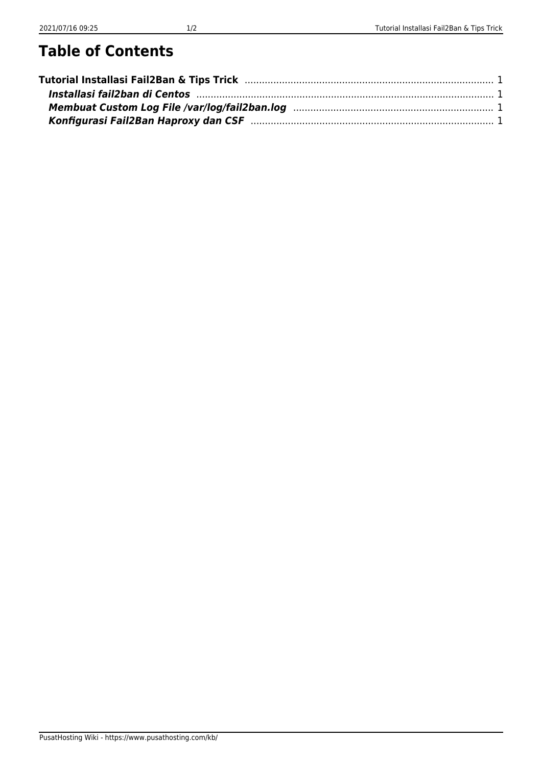# Table of Contents

**Tutorial Installasi Fail2Ban & Tips Trick** ........................................................................................ 1

- ***Installasi fail2ban di Centos*** ........................................................................................ 1
- ***Membuat Custom Log File /var/log/fail2ban.log*** ........................................................................................ 1
- ***Konfigurasi Fail2Ban Haproxy dan CSF*** ........................................................................................ 1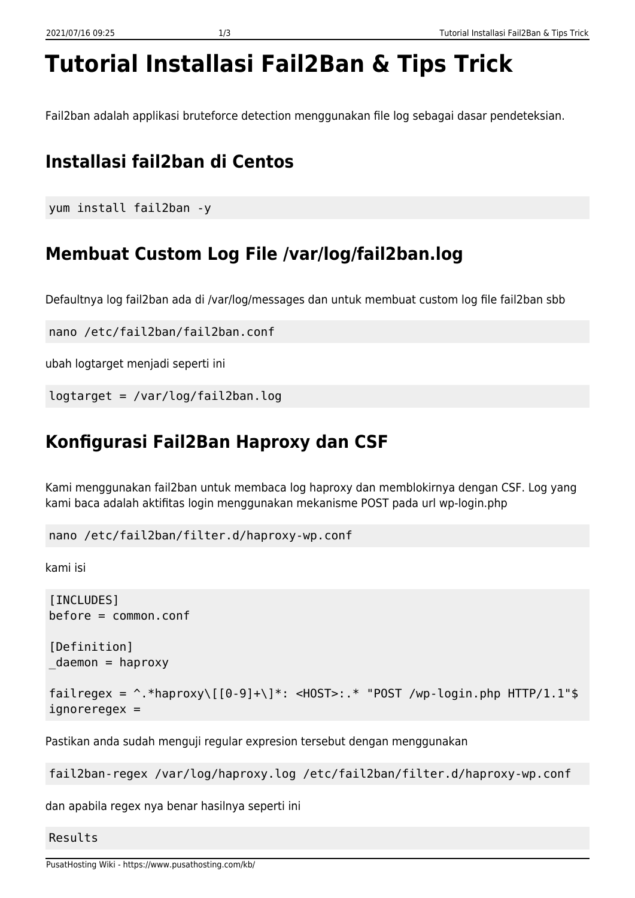# Tutorial Installasi Fail2Ban & Tips Trick

Fail2ban adalah applikasi bruteforce detection menggunakan file log sebagai dasar pendeteksian.

## Installasi fail2ban di Centos

```
yum install fail2ban -y
```

## Membuat Custom Log File /var/log/fail2ban.log

Defaultnya log fail2ban ada di /var/log/messages dan untuk membuat custom log file fail2ban sbb

```
nano /etc/fail2ban/fail2ban.conf
```

ubah logtarget menjadi seperti ini

```
logtarget = /var/log/fail2ban.log
```

## Konfigurasi Fail2Ban Haproxy dan CSF

Kami menggunakan fail2ban untuk membaca log haproxy dan memblokirnya dengan CSF. Log yang kami baca adalah aktifitas login menggunakan mekanisme POST pada url wp-login.php

```
nano /etc/fail2ban/filter.d/haproxy-wp.conf
```

kami isi

```
[INCLUDES]
before = common.conf

[Definition]
_daemon = haproxy

failregex = ^.*haproxy\[[0-9]+\]*: <HOST>:.* "POST /wp-login.php HTTP/1.1"$
ignoreregex =
```

Pastikan anda sudah menguji regular expresion tersebut dengan menggunakan

```
fail2ban-regex /var/log/haproxy.log /etc/fail2ban/filter.d/haproxy-wp.conf
```

dan apabila regex nya benar hasilnya seperti ini

```
Results
```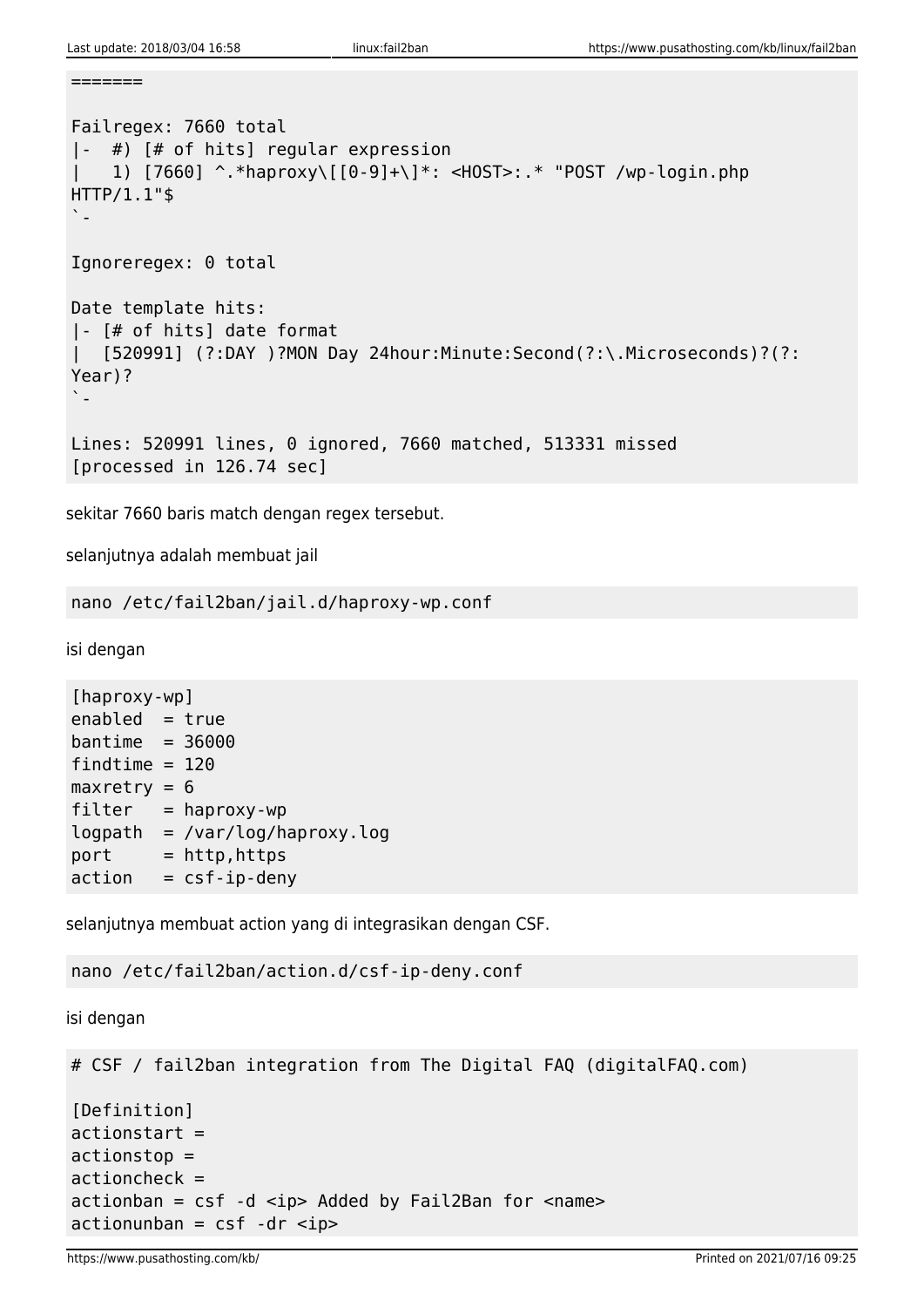```
=======

Failregex: 7660 total
|-  #) [# of hits] regular expression
|   1) [7660] ^.*haproxy\[[0-9]+\]*: <HOST>:.* "POST /wp-login.php
HTTP/1.1"$
`-

Ignoreregex: 0 total

Date template hits:
|- [# of hits] date format
|  [520991] (?:DAY )?MON Day 24hour:Minute:Second(?:\.Microseconds)?(?:
Year)?
`-

Lines: 520991 lines, 0 ignored, 7660 matched, 513331 missed
[processed in 126.74 sec]
```

sekitar 7660 baris match dengan regex tersebut.

selanjutnya adalah membuat jail

```
nano /etc/fail2ban/jail.d/haproxy-wp.conf
```

isi dengan

```
[haproxy-wp]
enabled  = true
bantime  = 36000
findtime = 120
maxretry = 6
filter   = haproxy-wp
logpath  = /var/log/haproxy.log
port     = http,https
action   = csf-ip-deny
```

selanjutnya membuat action yang di integrasikan dengan CSF.

```
nano /etc/fail2ban/action.d/csf-ip-deny.conf
```

isi dengan

```
# CSF / fail2ban integration from The Digital FAQ (digitalFAQ.com)

[Definition]
actionstart =
actionstop =
actioncheck =
actionban = csf -d <ip> Added by Fail2Ban for <name>
actionunban = csf -dr <ip>
```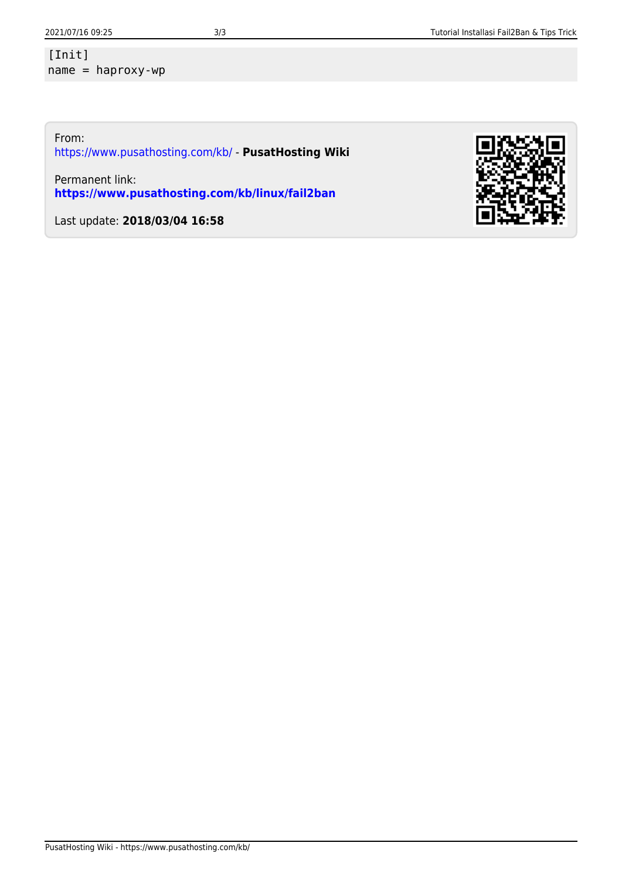```
[Init]
name = haproxy-wp
```

From:
https://www.pusathosting.com/kb/ - **PusatHosting Wiki**

Permanent link:
**https://www.pusathosting.com/kb/linux/fail2ban**

Last update: **2018/03/04 16:58**